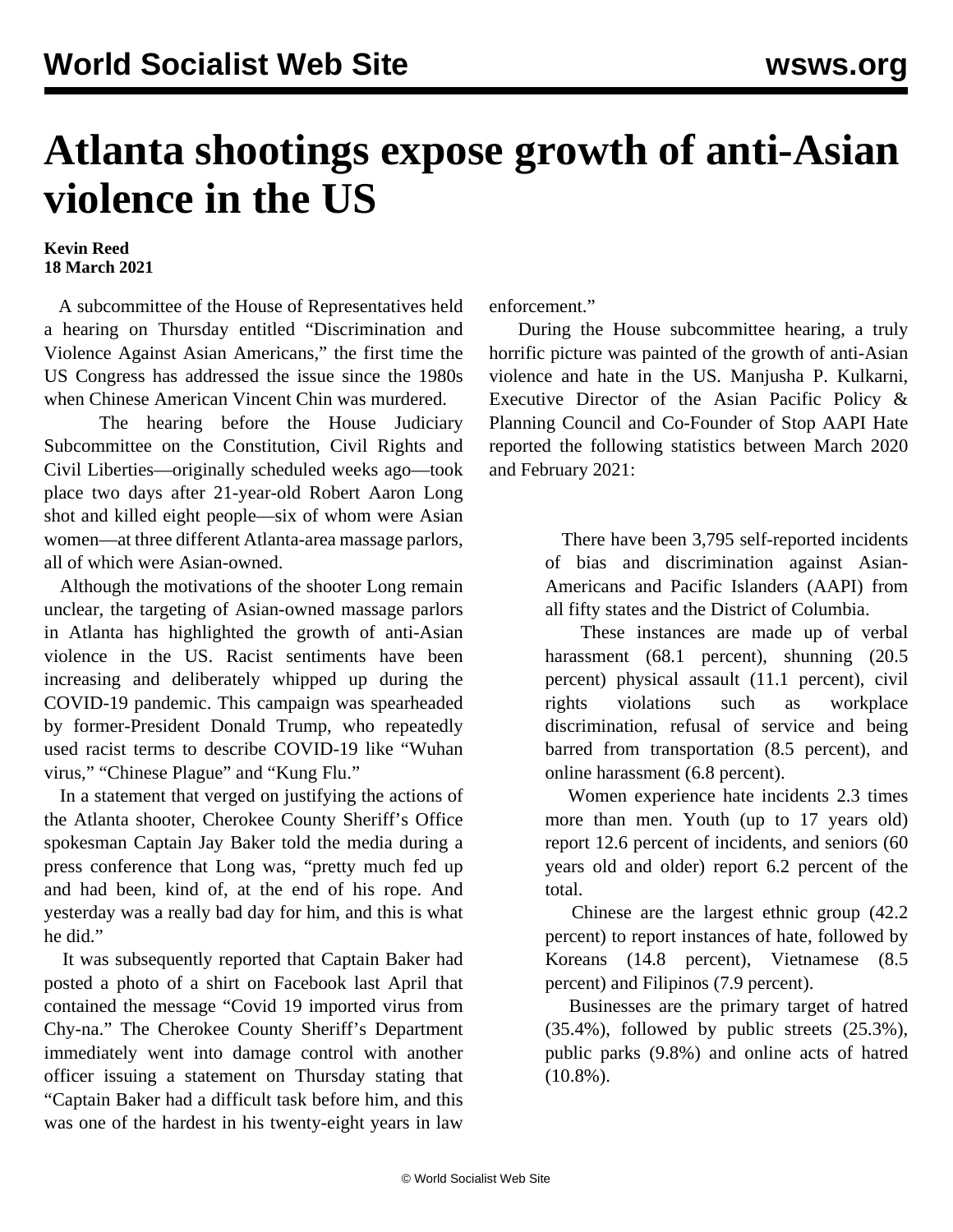# Atlanta shootings expose growth of anti-Asian violence in the US

**Kevin Reed**
**18 March 2021**

A subcommittee of the House of Representatives held a hearing on Thursday entitled "Discrimination and Violence Against Asian Americans," the first time the US Congress has addressed the issue since the 1980s when Chinese American Vincent Chin was murdered.

The hearing before the House Judiciary Subcommittee on the Constitution, Civil Rights and Civil Liberties—originally scheduled weeks ago—took place two days after 21-year-old Robert Aaron Long shot and killed eight people—six of whom were Asian women—at three different Atlanta-area massage parlors, all of which were Asian-owned.

Although the motivations of the shooter Long remain unclear, the targeting of Asian-owned massage parlors in Atlanta has highlighted the growth of anti-Asian violence in the US. Racist sentiments have been increasing and deliberately whipped up during the COVID-19 pandemic. This campaign was spearheaded by former-President Donald Trump, who repeatedly used racist terms to describe COVID-19 like "Wuhan virus," "Chinese Plague" and "Kung Flu."

In a statement that verged on justifying the actions of the Atlanta shooter, Cherokee County Sheriff's Office spokesman Captain Jay Baker told the media during a press conference that Long was, "pretty much fed up and had been, kind of, at the end of his rope. And yesterday was a really bad day for him, and this is what he did."

It was subsequently reported that Captain Baker had posted a photo of a shirt on Facebook last April that contained the message "Covid 19 imported virus from Chy-na." The Cherokee County Sheriff's Department immediately went into damage control with another officer issuing a statement on Thursday stating that "Captain Baker had a difficult task before him, and this was one of the hardest in his twenty-eight years in law enforcement."

During the House subcommittee hearing, a truly horrific picture was painted of the growth of anti-Asian violence and hate in the US. Manjusha P. Kulkarni, Executive Director of the Asian Pacific Policy & Planning Council and Co-Founder of Stop AAPI Hate reported the following statistics between March 2020 and February 2021:

> There have been 3,795 self-reported incidents of bias and discrimination against Asian-Americans and Pacific Islanders (AAPI) from all fifty states and the District of Columbia.
>
> These instances are made up of verbal harassment (68.1 percent), shunning (20.5 percent) physical assault (11.1 percent), civil rights violations such as workplace discrimination, refusal of service and being barred from transportation (8.5 percent), and online harassment (6.8 percent).
>
> Women experience hate incidents 2.3 times more than men. Youth (up to 17 years old) report 12.6 percent of incidents, and seniors (60 years old and older) report 6.2 percent of the total.
>
> Chinese are the largest ethnic group (42.2 percent) to report instances of hate, followed by Koreans (14.8 percent), Vietnamese (8.5 percent) and Filipinos (7.9 percent).
>
> Businesses are the primary target of hatred (35.4%), followed by public streets (25.3%), public parks (9.8%) and online acts of hatred (10.8%).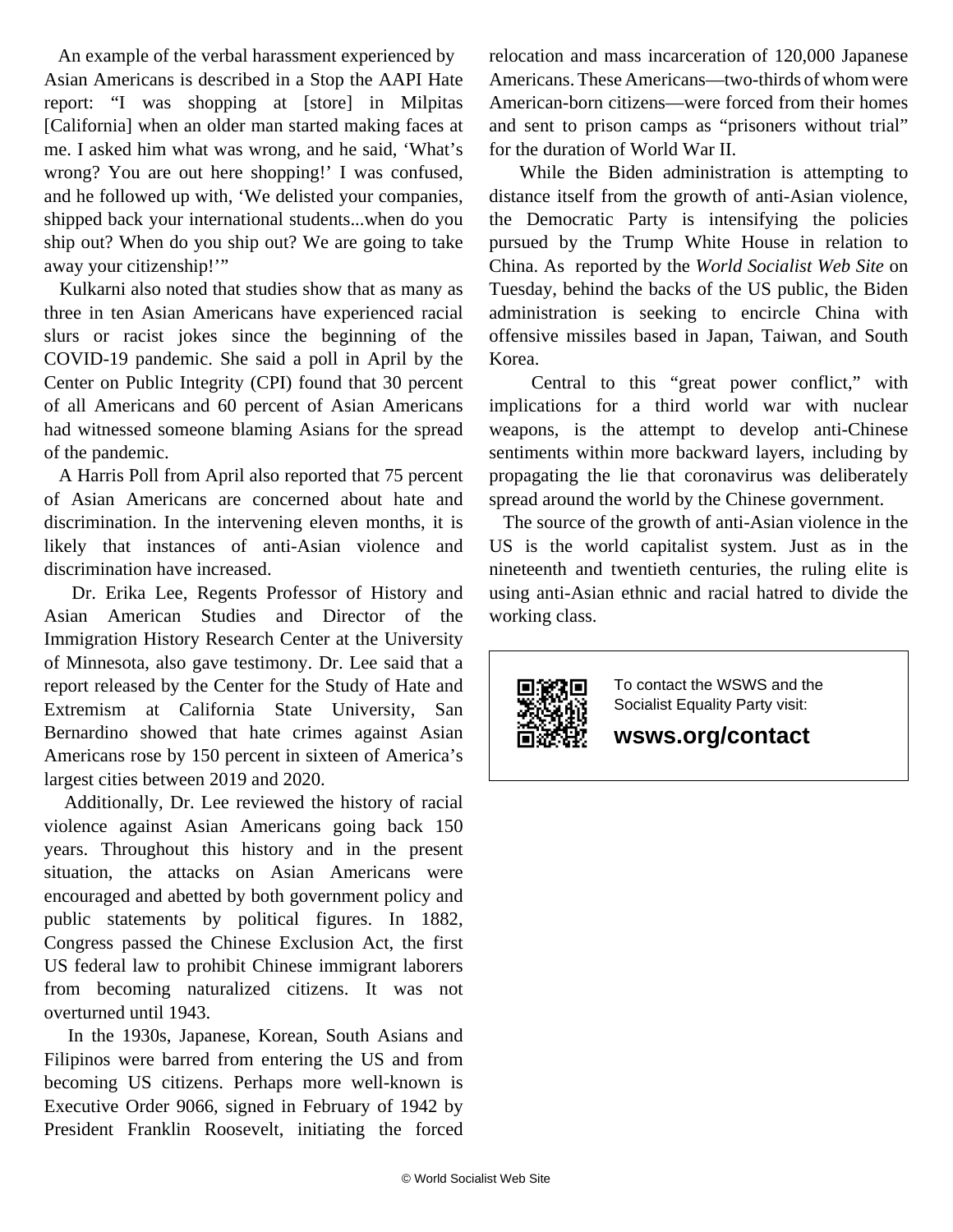An example of the verbal harassment experienced by Asian Americans is described in a Stop the AAPI Hate report: "I was shopping at [store] in Milpitas [California] when an older man started making faces at me. I asked him what was wrong, and he said, 'What's wrong? You are out here shopping!' I was confused, and he followed up with, 'We delisted your companies, shipped back your international students...when do you ship out? When do you ship out? We are going to take away your citizenship!'"

Kulkarni also noted that studies show that as many as three in ten Asian Americans have experienced racial slurs or racist jokes since the beginning of the COVID-19 pandemic. She said a poll in April by the Center on Public Integrity (CPI) found that 30 percent of all Americans and 60 percent of Asian Americans had witnessed someone blaming Asians for the spread of the pandemic.

A Harris Poll from April also reported that 75 percent of Asian Americans are concerned about hate and discrimination. In the intervening eleven months, it is likely that instances of anti-Asian violence and discrimination have increased.

Dr. Erika Lee, Regents Professor of History and Asian American Studies and Director of the Immigration History Research Center at the University of Minnesota, also gave testimony. Dr. Lee said that a report released by the Center for the Study of Hate and Extremism at California State University, San Bernardino showed that hate crimes against Asian Americans rose by 150 percent in sixteen of America's largest cities between 2019 and 2020.

Additionally, Dr. Lee reviewed the history of racial violence against Asian Americans going back 150 years. Throughout this history and in the present situation, the attacks on Asian Americans were encouraged and abetted by both government policy and public statements by political figures. In 1882, Congress passed the Chinese Exclusion Act, the first US federal law to prohibit Chinese immigrant laborers from becoming naturalized citizens. It was not overturned until 1943.

In the 1930s, Japanese, Korean, South Asians and Filipinos were barred from entering the US and from becoming US citizens. Perhaps more well-known is Executive Order 9066, signed in February of 1942 by President Franklin Roosevelt, initiating the forced relocation and mass incarceration of 120,000 Japanese Americans. These Americans—two-thirds of whom were American-born citizens—were forced from their homes and sent to prison camps as "prisoners without trial" for the duration of World War II.

While the Biden administration is attempting to distance itself from the growth of anti-Asian violence, the Democratic Party is intensifying the policies pursued by the Trump White House in relation to China. As reported by the *World Socialist Web Site* on Tuesday, behind the backs of the US public, the Biden administration is seeking to encircle China with offensive missiles based in Japan, Taiwan, and South Korea.

Central to this "great power conflict," with implications for a third world war with nuclear weapons, is the attempt to develop anti-Chinese sentiments within more backward layers, including by propagating the lie that coronavirus was deliberately spread around the world by the Chinese government.

The source of the growth of anti-Asian violence in the US is the world capitalist system. Just as in the nineteenth and twentieth centuries, the ruling elite is using anti-Asian ethnic and racial hatred to divide the working class.

To contact the WSWS and the Socialist Equality Party visit:

**wsws.org/contact**